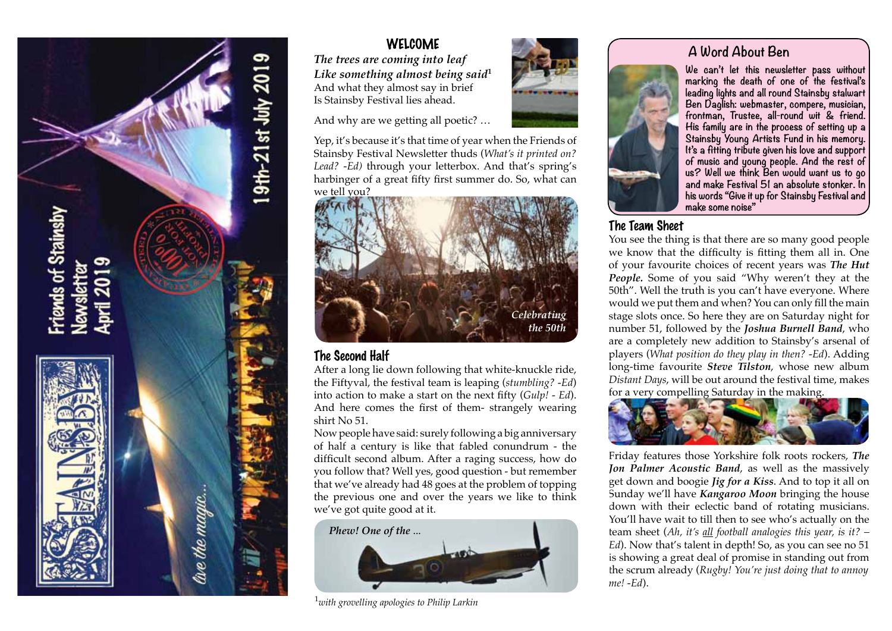Friends of Stainsby Newsletter April 2019

19th-21st July 2019

live the magic...

## WELCOME

***The trees are coming into leaf***
***Like something almost being said***[1]
And what they almost say in brief
Is Stainsby Festival lies ahead.

And why are we getting all poetic? …

Yep, it's because it's that time of year when the Friends of Stainsby Festival Newsletter thuds (*What's it printed on? Lead? -Ed)* through your letterbox. And that's spring's harbinger of a great fifty first summer do. So, what can we tell you?

*Celebrating the 50th*

## The Second Half

After a long lie down following that white-knuckle ride, the Fiftyval, the festival team is leaping (*stumbling? -Ed*) into action to make a start on the next fifty (*Gulp! - Ed*). And here comes the first of them- strangely wearing shirt No 51.

Now people have said: surely following a big anniversary of half a century is like that fabled conundrum - the difficult second album. After a raging success, how do you follow that? Well yes, good question - but remember that we've already had 48 goes at the problem of topping the previous one and over the years we like to think we've got quite good at it.

*Phew! One of the ...*

[1]*with grovelling apologies to Philip Larkin*

## A Word About Ben

We can't let this newsletter pass without marking the death of one of the festival's leading lights and all round Stainsby stalwart Ben Daglish: webmaster, compere, musician, frontman, Trustee, all-round wit & friend. His family are in the process of setting up a Stainsby Young Artists Fund in his memory. It's a fitting tribute given his love and support of music and young people. And the rest of us? Well we think Ben would want us to go and make Festival 51 an absolute stonker. In his words "Give it up for Stainsby Festival and make some noise"

## The Team Sheet

You see the thing is that there are so many good people we know that the difficulty is fitting them all in. One of your favourite choices of recent years was ***The Hut People.*** Some of you said "Why weren't they at the 50th". Well the truth is you can't have everyone. Where would we put them and when? You can only fill the main stage slots once. So here they are on Saturday night for number 51, followed by the ***Joshua Burnell Band***, who are a completely new addition to Stainsby's arsenal of players (*What position do they play in then? -Ed*). Adding long-time favourite ***Steve Tilston***, whose new album *Distant Days*, will be out around the festival time, makes for a very compelling Saturday in the making.

Friday features those Yorkshire folk roots rockers, ***The Jon Palmer Acoustic Band***, as well as the massively get down and boogie ***Jig for a Kiss***. And to top it all on Sunday we'll have ***Kangaroo Moon*** bringing the house down with their eclectic band of rotating musicians. You'll have wait to till then to see who's actually on the team sheet (*Ah, it's all football analogies this year, is it? – Ed*). Now that's talent in depth! So, as you can see no 51 is showing a great deal of promise in standing out from the scrum already (*Rugby! You're just doing that to annoy me! -Ed*).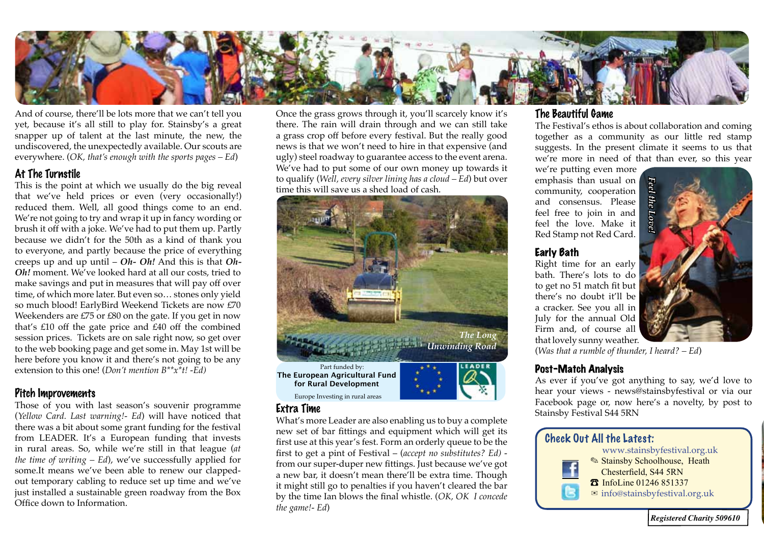And of course, there'll be lots more that we can't tell you yet, because it's all still to play for. Stainsby's a great snapper up of talent at the last minute, the new, the undiscovered, the unexpectedly available. Our scouts are everywhere. (*OK, that's enough with the sports pages – Ed*)

## At The Turnstile

This is the point at which we usually do the big reveal that we've held prices or even (very occasionally!) reduced them. Well, all good things come to an end. We're not going to try and wrap it up in fancy wording or brush it off with a joke. We've had to put them up. Partly because we didn't for the 50th as a kind of thank you to everyone, and partly because the price of everything creeps up and up until – ***Oh- Oh!*** And this is that ***Oh-Oh!*** moment. We've looked hard at all our costs, tried to make savings and put in measures that will pay off over time, of which more later. But even so… stones only yield so much blood! EarlyBird Weekend Tickets are now £70 Weekenders are £75 or £80 on the gate. If you get in now that's £10 off the gate price and £40 off the combined session prices. Tickets are on sale right now, so get over to the web booking page and get some in. May 1st will be here before you know it and there's not going to be any extension to this one! (*Don't mention B**x*t! -Ed)*

## Pitch Improvements

Those of you with last season's souvenir programme (*Yellow Card. Last warning!- Ed*) will have noticed that there was a bit about some grant funding for the festival from LEADER. It's a European funding that invests in rural areas. So, while we're still in that league (*at the time of writing – Ed*), we've successfully applied for some.It means we've been able to renew our clapped-out temporary cabling to reduce set up time and we've just installed a sustainable green roadway from the Box Office down to Information.

Once the grass grows through it, you'll scarcely know it's there. The rain will drain through and we can still take a grass crop off before every festival. But the really good news is that we won't need to hire in that expensive (and ugly) steel roadway to guarantee access to the event arena. We've had to put some of our own money up towards it to qualify (*Well, every silver lining has a cloud – Ed*) but over time this will save us a shed load of cash.

*The Long Unwinding Road*

Part funded by:
**The European Agricultural Fund for Rural Development**
Europe Investing in rural areas

LEADER

## Extra Time

What's more Leader are also enabling us to buy a complete new set of bar fittings and equipment which will get its first use at this year's fest. Form an orderly queue to be the first to get a pint of Festival – (*accept no substitutes? Ed*) - from our super-duper new fittings. Just because we've got a new bar, it doesn't mean there'll be extra time. Though it might still go to penalties if you haven't cleared the bar by the time Ian blows the final whistle. (*OK, OK I concede the game!- Ed*)

## The Beautiful Game

The Festival's ethos is about collaboration and coming together as a community as our little red stamp suggests. In the present climate it seems to us that we're more in need of that than ever, so this year we're putting even more emphasis than usual on community, cooperation and consensus. Please feel free to join in and feel the love. Make it Red Stamp not Red Card.

*Feel the Love!*

## Early Bath

Right time for an early bath. There's lots to do to get no 51 match fit but there's no doubt it'll be a cracker. See you all in July for the annual Old Firm and, of course all that lovely sunny weather. (*Was that a rumble of thunder, I heard? – Ed*)

## Post-Match Analysis

As ever if you've got anything to say, we'd love to hear your views - news@stainsbyfestival or via our Facebook page or, now here's a novelty, by post to Stainsby Festival S44 5RN

## Check Out All the Latest:

www.stainsbyfestival.org.uk
✎ Stainsby Schoolhouse, Heath Chesterfield, S44 5RN
☎ InfoLine 01246 851337
✉ info@stainsbyfestival.org.uk

***Registered Charity 509610***